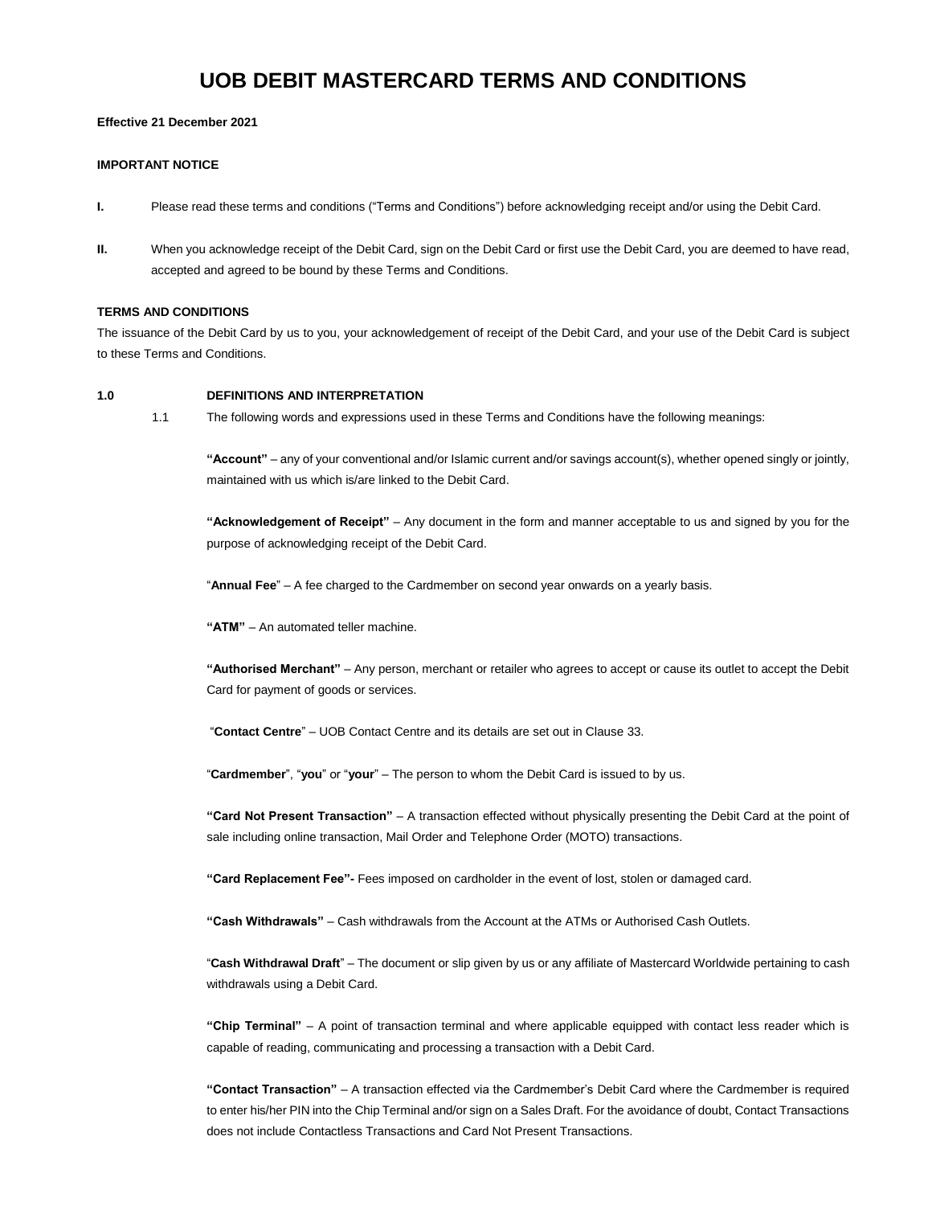# UOB DEBIT MASTERCARD TERMS AND CONDITIONS

**Effective 21 December 2021**

**IMPORTANT NOTICE**

**I.** Please read these terms and conditions ("Terms and Conditions") before acknowledging receipt and/or using the Debit Card.

**II.** When you acknowledge receipt of the Debit Card, sign on the Debit Card or first use the Debit Card, you are deemed to have read, accepted and agreed to be bound by these Terms and Conditions.

**TERMS AND CONDITIONS**

The issuance of the Debit Card by us to you, your acknowledgement of receipt of the Debit Card, and your use of the Debit Card is subject to these Terms and Conditions.

## 1.0 DEFINITIONS AND INTERPRETATION

1.1 The following words and expressions used in these Terms and Conditions have the following meanings:

**"Account"** – any of your conventional and/or Islamic current and/or savings account(s), whether opened singly or jointly, maintained with us which is/are linked to the Debit Card.

**"Acknowledgement of Receipt"** – Any document in the form and manner acceptable to us and signed by you for the purpose of acknowledging receipt of the Debit Card.

"**Annual Fee**" – A fee charged to the Cardmember on second year onwards on a yearly basis.

**"ATM"** – An automated teller machine.

**"Authorised Merchant"** – Any person, merchant or retailer who agrees to accept or cause its outlet to accept the Debit Card for payment of goods or services.

"**Contact Centre**" – UOB Contact Centre and its details are set out in Clause 33.

"**Cardmember**", "**you**" or "**your**" – The person to whom the Debit Card is issued to by us.

**"Card Not Present Transaction"** – A transaction effected without physically presenting the Debit Card at the point of sale including online transaction, Mail Order and Telephone Order (MOTO) transactions.

**"Card Replacement Fee"-** Fees imposed on cardholder in the event of lost, stolen or damaged card.

**"Cash Withdrawals"** – Cash withdrawals from the Account at the ATMs or Authorised Cash Outlets.

"**Cash Withdrawal Draft**" – The document or slip given by us or any affiliate of Mastercard Worldwide pertaining to cash withdrawals using a Debit Card.

**"Chip Terminal"** – A point of transaction terminal and where applicable equipped with contact less reader which is capable of reading, communicating and processing a transaction with a Debit Card.

**"Contact Transaction"** – A transaction effected via the Cardmember's Debit Card where the Cardmember is required to enter his/her PIN into the Chip Terminal and/or sign on a Sales Draft. For the avoidance of doubt, Contact Transactions does not include Contactless Transactions and Card Not Present Transactions.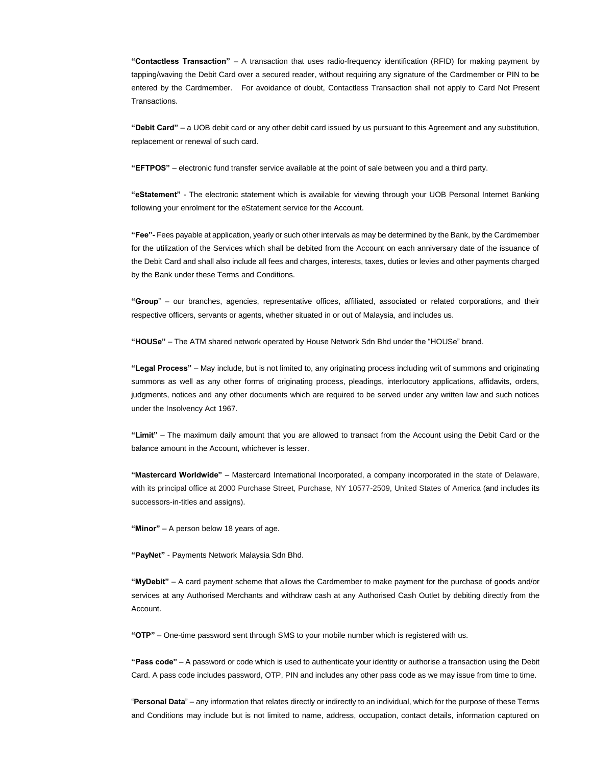**"Contactless Transaction"** – A transaction that uses radio-frequency identification (RFID) for making payment by tapping/waving the Debit Card over a secured reader, without requiring any signature of the Cardmember or PIN to be entered by the Cardmember. For avoidance of doubt, Contactless Transaction shall not apply to Card Not Present Transactions.

**"Debit Card"** – a UOB debit card or any other debit card issued by us pursuant to this Agreement and any substitution, replacement or renewal of such card.

**"EFTPOS"** – electronic fund transfer service available at the point of sale between you and a third party.

**"eStatement"** - The electronic statement which is available for viewing through your UOB Personal Internet Banking following your enrolment for the eStatement service for the Account.

**"Fee"-** Fees payable at application, yearly or such other intervals as may be determined by the Bank, by the Cardmember for the utilization of the Services which shall be debited from the Account on each anniversary date of the issuance of the Debit Card and shall also include all fees and charges, interests, taxes, duties or levies and other payments charged by the Bank under these Terms and Conditions.

**"Group"** – our branches, agencies, representative offices, affiliated, associated or related corporations, and their respective officers, servants or agents, whether situated in or out of Malaysia, and includes us.

**"HOUSe"** – The ATM shared network operated by House Network Sdn Bhd under the "HOUSe" brand.

**"Legal Process"** – May include, but is not limited to, any originating process including writ of summons and originating summons as well as any other forms of originating process, pleadings, interlocutory applications, affidavits, orders, judgments, notices and any other documents which are required to be served under any written law and such notices under the Insolvency Act 1967.

**"Limit"** – The maximum daily amount that you are allowed to transact from the Account using the Debit Card or the balance amount in the Account, whichever is lesser.

**"Mastercard Worldwide"** – Mastercard International Incorporated, a company incorporated in the state of Delaware, with its principal office at 2000 Purchase Street, Purchase, NY 10577-2509, United States of America (and includes its successors-in-titles and assigns).

**"Minor"** – A person below 18 years of age.

**"PayNet"** - Payments Network Malaysia Sdn Bhd.

**"MyDebit"** – A card payment scheme that allows the Cardmember to make payment for the purchase of goods and/or services at any Authorised Merchants and withdraw cash at any Authorised Cash Outlet by debiting directly from the Account.

**"OTP"** – One-time password sent through SMS to your mobile number which is registered with us.

**"Pass code"** – A password or code which is used to authenticate your identity or authorise a transaction using the Debit Card. A pass code includes password, OTP, PIN and includes any other pass code as we may issue from time to time.

"**Personal Data**" – any information that relates directly or indirectly to an individual, which for the purpose of these Terms and Conditions may include but is not limited to name, address, occupation, contact details, information captured on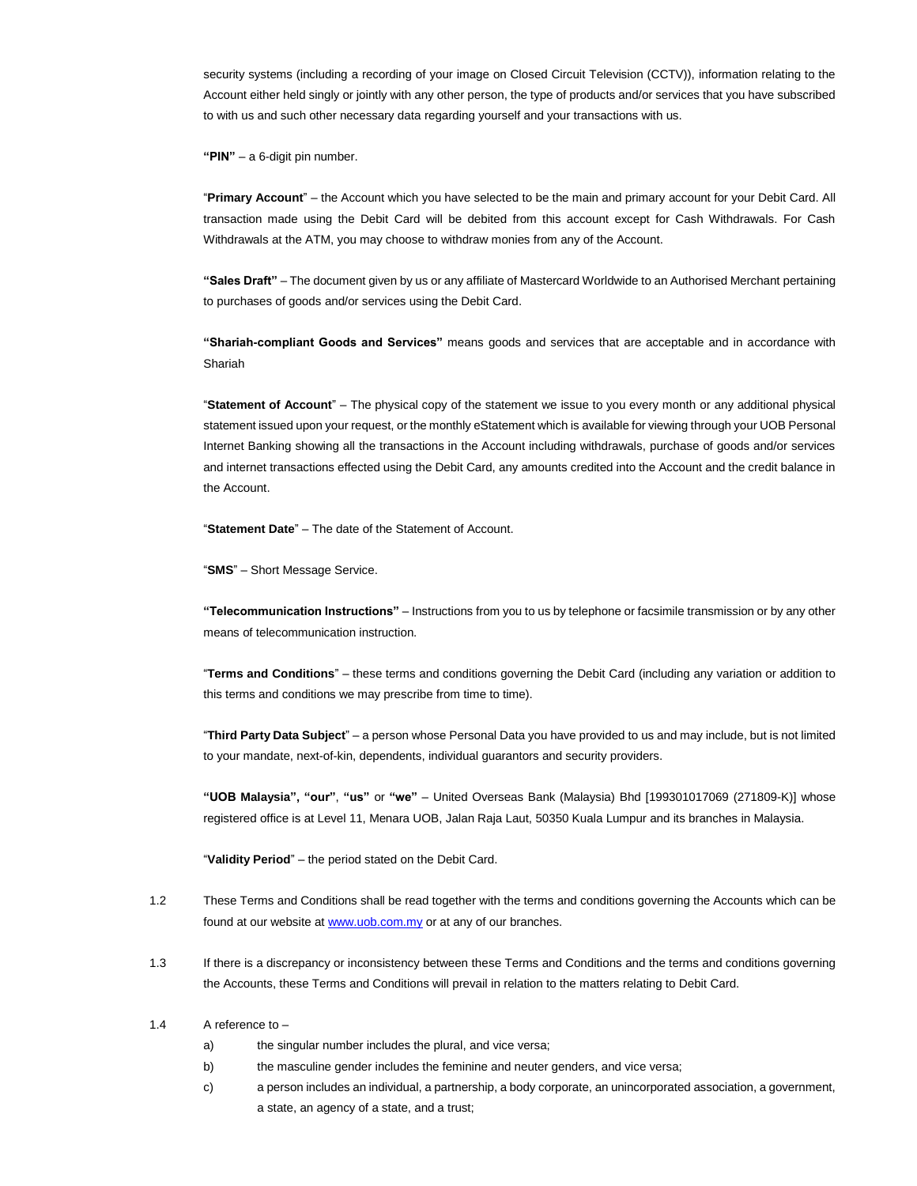security systems (including a recording of your image on Closed Circuit Television (CCTV)), information relating to the Account either held singly or jointly with any other person, the type of products and/or services that you have subscribed to with us and such other necessary data regarding yourself and your transactions with us.

**"PIN"** – a 6-digit pin number.

"**Primary Account**" – the Account which you have selected to be the main and primary account for your Debit Card. All transaction made using the Debit Card will be debited from this account except for Cash Withdrawals. For Cash Withdrawals at the ATM, you may choose to withdraw monies from any of the Account.

**"Sales Draft"** – The document given by us or any affiliate of Mastercard Worldwide to an Authorised Merchant pertaining to purchases of goods and/or services using the Debit Card.

**"Shariah-compliant Goods and Services"** means goods and services that are acceptable and in accordance with Shariah

"**Statement of Account**" – The physical copy of the statement we issue to you every month or any additional physical statement issued upon your request, or the monthly eStatement which is available for viewing through your UOB Personal Internet Banking showing all the transactions in the Account including withdrawals, purchase of goods and/or services and internet transactions effected using the Debit Card, any amounts credited into the Account and the credit balance in the Account.

"**Statement Date**" – The date of the Statement of Account.

"**SMS**" – Short Message Service.

**"Telecommunication Instructions"** – Instructions from you to us by telephone or facsimile transmission or by any other means of telecommunication instruction.

"**Terms and Conditions**" – these terms and conditions governing the Debit Card (including any variation or addition to this terms and conditions we may prescribe from time to time).

"**Third Party Data Subject**" – a person whose Personal Data you have provided to us and may include, but is not limited to your mandate, next-of-kin, dependents, individual guarantors and security providers.

**"UOB Malaysia", "our"**, **"us"** or **"we"** – United Overseas Bank (Malaysia) Bhd [199301017069 (271809-K)] whose registered office is at Level 11, Menara UOB, Jalan Raja Laut, 50350 Kuala Lumpur and its branches in Malaysia.

"**Validity Period**" – the period stated on the Debit Card.

1.2 These Terms and Conditions shall be read together with the terms and conditions governing the Accounts which can be found at our website at www.uob.com.my or at any of our branches.

1.3 If there is a discrepancy or inconsistency between these Terms and Conditions and the terms and conditions governing the Accounts, these Terms and Conditions will prevail in relation to the matters relating to Debit Card.

1.4 A reference to –

a) the singular number includes the plural, and vice versa;

b) the masculine gender includes the feminine and neuter genders, and vice versa;

c) a person includes an individual, a partnership, a body corporate, an unincorporated association, a government, a state, an agency of a state, and a trust;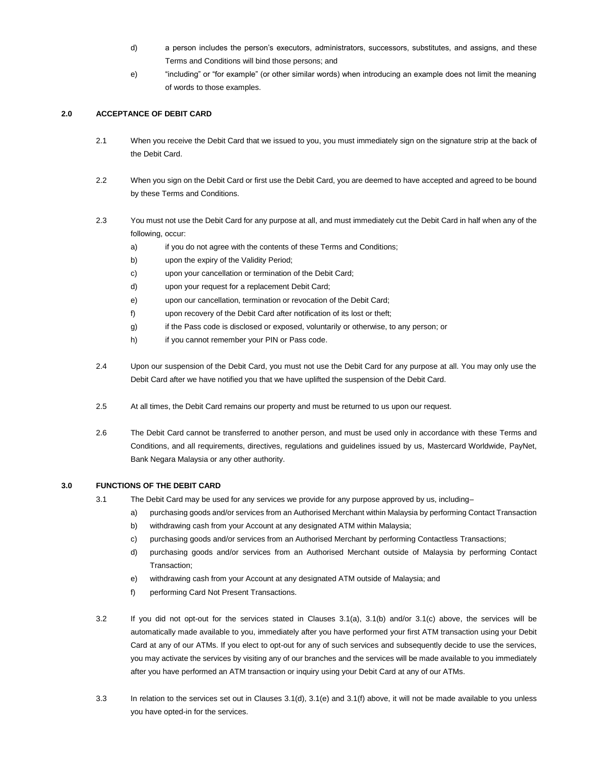d) a person includes the person's executors, administrators, successors, substitutes, and assigns, and these Terms and Conditions will bind those persons; and

e) "including" or "for example" (or other similar words) when introducing an example does not limit the meaning of words to those examples.

## 2.0 ACCEPTANCE OF DEBIT CARD

2.1 When you receive the Debit Card that we issued to you, you must immediately sign on the signature strip at the back of the Debit Card.

2.2 When you sign on the Debit Card or first use the Debit Card, you are deemed to have accepted and agreed to be bound by these Terms and Conditions.

2.3 You must not use the Debit Card for any purpose at all, and must immediately cut the Debit Card in half when any of the following, occur:

a) if you do not agree with the contents of these Terms and Conditions;

b) upon the expiry of the Validity Period;

c) upon your cancellation or termination of the Debit Card;

d) upon your request for a replacement Debit Card;

e) upon our cancellation, termination or revocation of the Debit Card;

f) upon recovery of the Debit Card after notification of its lost or theft;

g) if the Pass code is disclosed or exposed, voluntarily or otherwise, to any person; or

h) if you cannot remember your PIN or Pass code.

2.4 Upon our suspension of the Debit Card, you must not use the Debit Card for any purpose at all. You may only use the Debit Card after we have notified you that we have uplifted the suspension of the Debit Card.

2.5 At all times, the Debit Card remains our property and must be returned to us upon our request.

2.6 The Debit Card cannot be transferred to another person, and must be used only in accordance with these Terms and Conditions, and all requirements, directives, regulations and guidelines issued by us, Mastercard Worldwide, PayNet, Bank Negara Malaysia or any other authority.

## 3.0 FUNCTIONS OF THE DEBIT CARD

3.1 The Debit Card may be used for any services we provide for any purpose approved by us, including–

a) purchasing goods and/or services from an Authorised Merchant within Malaysia by performing Contact Transaction

b) withdrawing cash from your Account at any designated ATM within Malaysia;

c) purchasing goods and/or services from an Authorised Merchant by performing Contactless Transactions;

d) purchasing goods and/or services from an Authorised Merchant outside of Malaysia by performing Contact Transaction;

e) withdrawing cash from your Account at any designated ATM outside of Malaysia; and

f) performing Card Not Present Transactions.

3.2 If you did not opt-out for the services stated in Clauses 3.1(a), 3.1(b) and/or 3.1(c) above, the services will be automatically made available to you, immediately after you have performed your first ATM transaction using your Debit Card at any of our ATMs. If you elect to opt-out for any of such services and subsequently decide to use the services, you may activate the services by visiting any of our branches and the services will be made available to you immediately after you have performed an ATM transaction or inquiry using your Debit Card at any of our ATMs.

3.3 In relation to the services set out in Clauses 3.1(d), 3.1(e) and 3.1(f) above, it will not be made available to you unless you have opted-in for the services.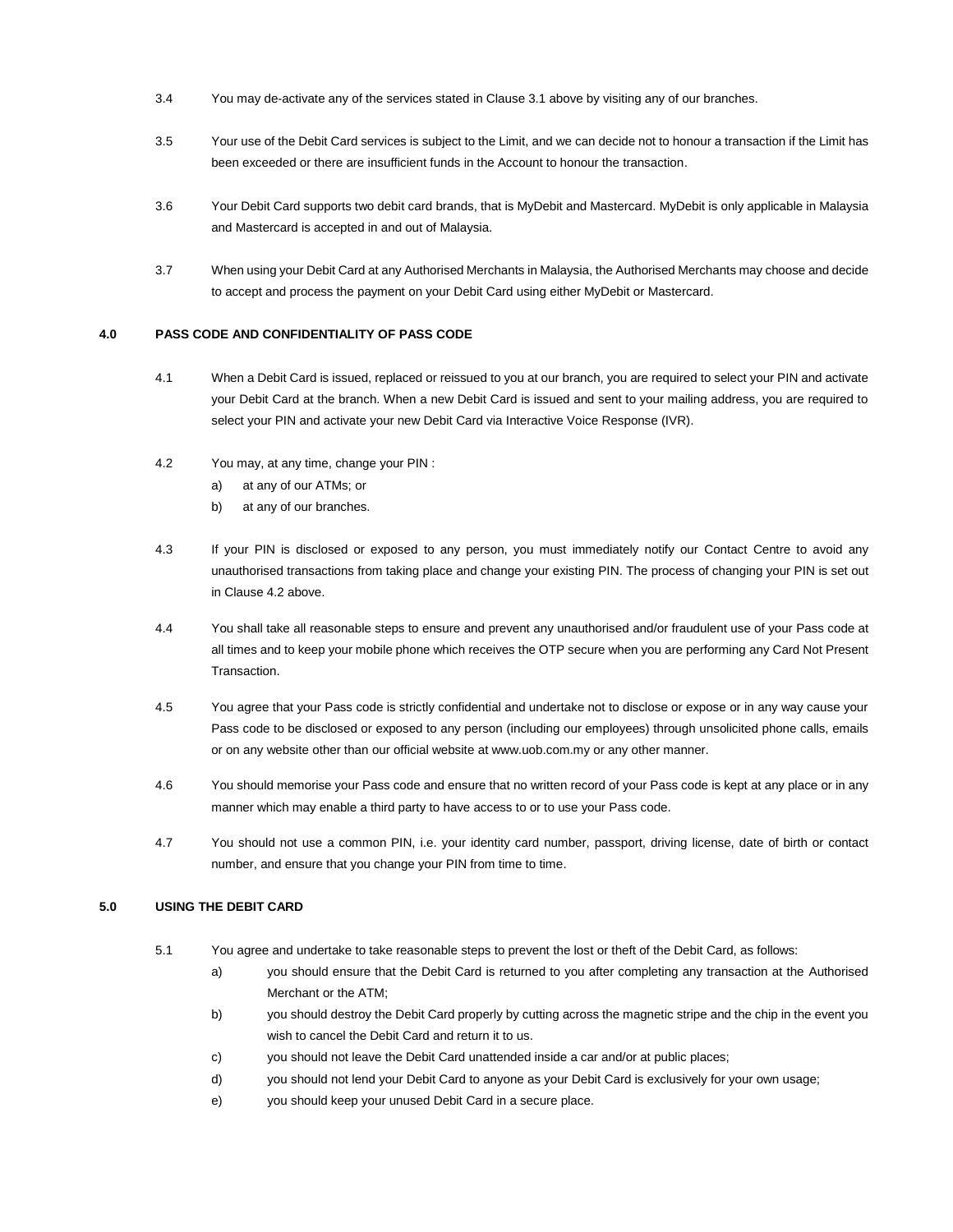3.4 You may de-activate any of the services stated in Clause 3.1 above by visiting any of our branches.

3.5 Your use of the Debit Card services is subject to the Limit, and we can decide not to honour a transaction if the Limit has been exceeded or there are insufficient funds in the Account to honour the transaction.

3.6 Your Debit Card supports two debit card brands, that is MyDebit and Mastercard. MyDebit is only applicable in Malaysia and Mastercard is accepted in and out of Malaysia.

3.7 When using your Debit Card at any Authorised Merchants in Malaysia, the Authorised Merchants may choose and decide to accept and process the payment on your Debit Card using either MyDebit or Mastercard.

## 4.0 PASS CODE AND CONFIDENTIALITY OF PASS CODE

4.1 When a Debit Card is issued, replaced or reissued to you at our branch, you are required to select your PIN and activate your Debit Card at the branch. When a new Debit Card is issued and sent to your mailing address, you are required to select your PIN and activate your new Debit Card via Interactive Voice Response (IVR).

4.2 You may, at any time, change your PIN :

a) at any of our ATMs; or

b) at any of our branches.

4.3 If your PIN is disclosed or exposed to any person, you must immediately notify our Contact Centre to avoid any unauthorised transactions from taking place and change your existing PIN. The process of changing your PIN is set out in Clause 4.2 above.

4.4 You shall take all reasonable steps to ensure and prevent any unauthorised and/or fraudulent use of your Pass code at all times and to keep your mobile phone which receives the OTP secure when you are performing any Card Not Present Transaction.

4.5 You agree that your Pass code is strictly confidential and undertake not to disclose or expose or in any way cause your Pass code to be disclosed or exposed to any person (including our employees) through unsolicited phone calls, emails or on any website other than our official website at www.uob.com.my or any other manner.

4.6 You should memorise your Pass code and ensure that no written record of your Pass code is kept at any place or in any manner which may enable a third party to have access to or to use your Pass code.

4.7 You should not use a common PIN, i.e. your identity card number, passport, driving license, date of birth or contact number, and ensure that you change your PIN from time to time.

## 5.0 USING THE DEBIT CARD

5.1 You agree and undertake to take reasonable steps to prevent the lost or theft of the Debit Card, as follows:

a) you should ensure that the Debit Card is returned to you after completing any transaction at the Authorised Merchant or the ATM;

b) you should destroy the Debit Card properly by cutting across the magnetic stripe and the chip in the event you wish to cancel the Debit Card and return it to us.

c) you should not leave the Debit Card unattended inside a car and/or at public places;

d) you should not lend your Debit Card to anyone as your Debit Card is exclusively for your own usage;

e) you should keep your unused Debit Card in a secure place.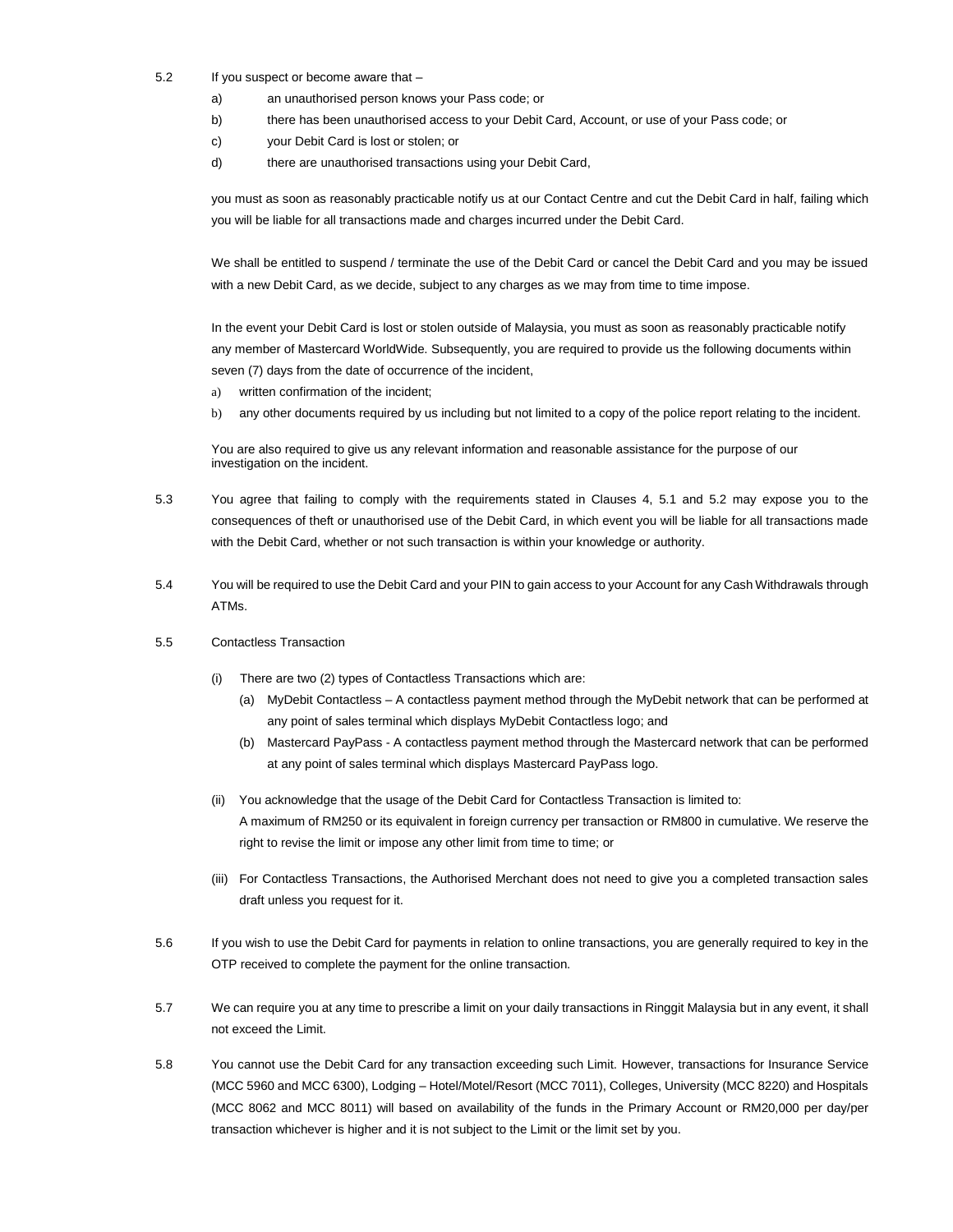5.2 If you suspect or become aware that –

a) an unauthorised person knows your Pass code; or

b) there has been unauthorised access to your Debit Card, Account, or use of your Pass code; or

c) your Debit Card is lost or stolen; or

d) there are unauthorised transactions using your Debit Card,

you must as soon as reasonably practicable notify us at our Contact Centre and cut the Debit Card in half, failing which you will be liable for all transactions made and charges incurred under the Debit Card.

We shall be entitled to suspend / terminate the use of the Debit Card or cancel the Debit Card and you may be issued with a new Debit Card, as we decide, subject to any charges as we may from time to time impose.

In the event your Debit Card is lost or stolen outside of Malaysia, you must as soon as reasonably practicable notify any member of Mastercard WorldWide. Subsequently, you are required to provide us the following documents within seven (7) days from the date of occurrence of the incident,

a) written confirmation of the incident;

b) any other documents required by us including but not limited to a copy of the police report relating to the incident.

You are also required to give us any relevant information and reasonable assistance for the purpose of our investigation on the incident.

5.3 You agree that failing to comply with the requirements stated in Clauses 4, 5.1 and 5.2 may expose you to the consequences of theft or unauthorised use of the Debit Card, in which event you will be liable for all transactions made with the Debit Card, whether or not such transaction is within your knowledge or authority.

5.4 You will be required to use the Debit Card and your PIN to gain access to your Account for any Cash Withdrawals through ATMs.

5.5 Contactless Transaction

(i) There are two (2) types of Contactless Transactions which are:

(a) MyDebit Contactless – A contactless payment method through the MyDebit network that can be performed at any point of sales terminal which displays MyDebit Contactless logo; and

(b) Mastercard PayPass - A contactless payment method through the Mastercard network that can be performed at any point of sales terminal which displays Mastercard PayPass logo.

(ii) You acknowledge that the usage of the Debit Card for Contactless Transaction is limited to:
A maximum of RM250 or its equivalent in foreign currency per transaction or RM800 in cumulative. We reserve the right to revise the limit or impose any other limit from time to time; or

(iii) For Contactless Transactions, the Authorised Merchant does not need to give you a completed transaction sales draft unless you request for it.

5.6 If you wish to use the Debit Card for payments in relation to online transactions, you are generally required to key in the OTP received to complete the payment for the online transaction.

5.7 We can require you at any time to prescribe a limit on your daily transactions in Ringgit Malaysia but in any event, it shall not exceed the Limit.

5.8 You cannot use the Debit Card for any transaction exceeding such Limit. However, transactions for Insurance Service (MCC 5960 and MCC 6300), Lodging – Hotel/Motel/Resort (MCC 7011), Colleges, University (MCC 8220) and Hospitals (MCC 8062 and MCC 8011) will based on availability of the funds in the Primary Account or RM20,000 per day/per transaction whichever is higher and it is not subject to the Limit or the limit set by you.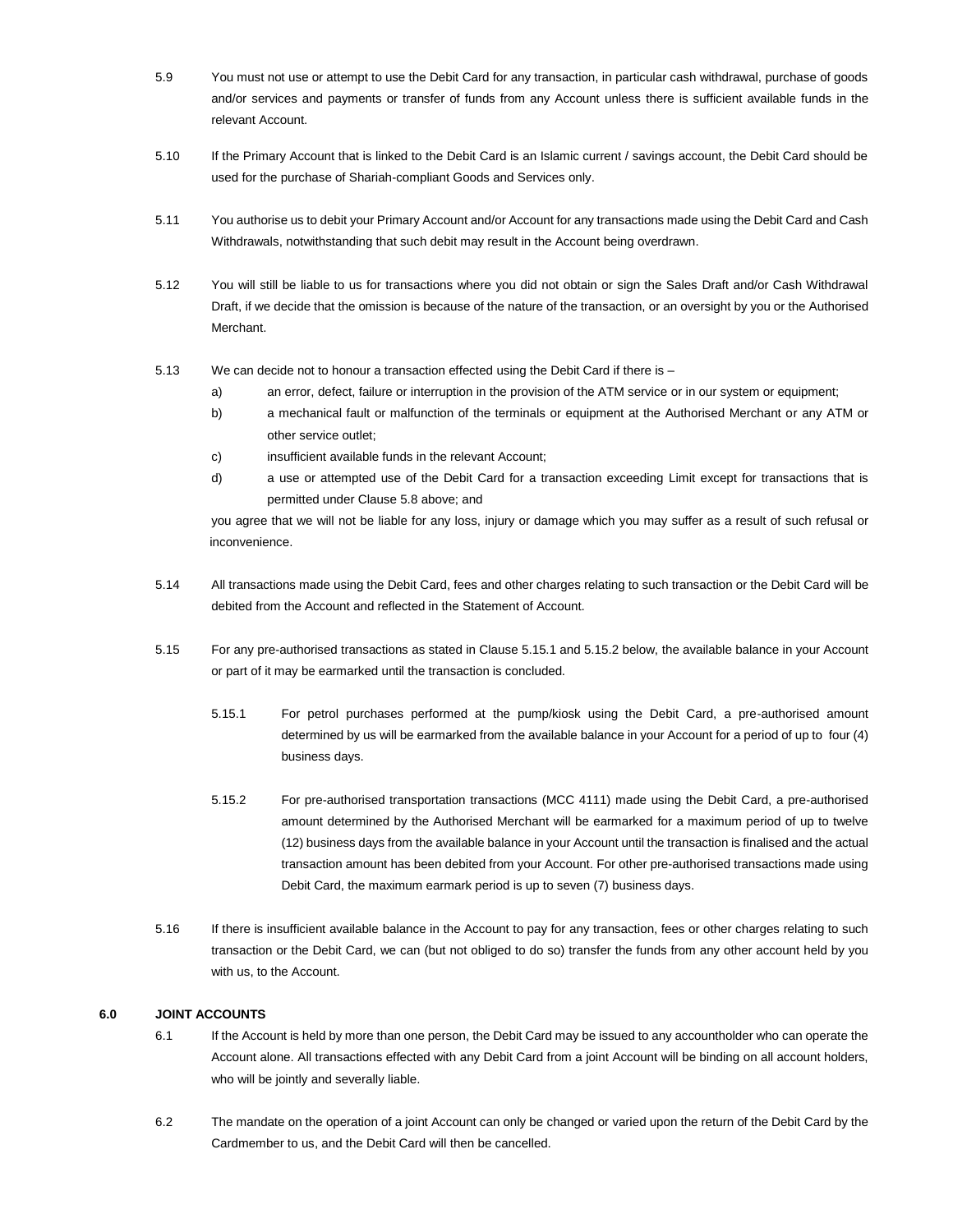5.9 You must not use or attempt to use the Debit Card for any transaction, in particular cash withdrawal, purchase of goods and/or services and payments or transfer of funds from any Account unless there is sufficient available funds in the relevant Account.

5.10 If the Primary Account that is linked to the Debit Card is an Islamic current / savings account, the Debit Card should be used for the purchase of Shariah-compliant Goods and Services only.

5.11 You authorise us to debit your Primary Account and/or Account for any transactions made using the Debit Card and Cash Withdrawals, notwithstanding that such debit may result in the Account being overdrawn.

5.12 You will still be liable to us for transactions where you did not obtain or sign the Sales Draft and/or Cash Withdrawal Draft, if we decide that the omission is because of the nature of the transaction, or an oversight by you or the Authorised Merchant.

5.13 We can decide not to honour a transaction effected using the Debit Card if there is –

a) an error, defect, failure or interruption in the provision of the ATM service or in our system or equipment;

b) a mechanical fault or malfunction of the terminals or equipment at the Authorised Merchant or any ATM or other service outlet;

c) insufficient available funds in the relevant Account;

d) a use or attempted use of the Debit Card for a transaction exceeding Limit except for transactions that is permitted under Clause 5.8 above; and

you agree that we will not be liable for any loss, injury or damage which you may suffer as a result of such refusal or inconvenience.

5.14 All transactions made using the Debit Card, fees and other charges relating to such transaction or the Debit Card will be debited from the Account and reflected in the Statement of Account.

5.15 For any pre-authorised transactions as stated in Clause 5.15.1 and 5.15.2 below, the available balance in your Account or part of it may be earmarked until the transaction is concluded.

5.15.1 For petrol purchases performed at the pump/kiosk using the Debit Card, a pre-authorised amount determined by us will be earmarked from the available balance in your Account for a period of up to four (4) business days.

5.15.2 For pre-authorised transportation transactions (MCC 4111) made using the Debit Card, a pre-authorised amount determined by the Authorised Merchant will be earmarked for a maximum period of up to twelve (12) business days from the available balance in your Account until the transaction is finalised and the actual transaction amount has been debited from your Account. For other pre-authorised transactions made using Debit Card, the maximum earmark period is up to seven (7) business days.

5.16 If there is insufficient available balance in the Account to pay for any transaction, fees or other charges relating to such transaction or the Debit Card, we can (but not obliged to do so) transfer the funds from any other account held by you with us, to the Account.

## 6.0 JOINT ACCOUNTS

6.1 If the Account is held by more than one person, the Debit Card may be issued to any accountholder who can operate the Account alone. All transactions effected with any Debit Card from a joint Account will be binding on all account holders, who will be jointly and severally liable.

6.2 The mandate on the operation of a joint Account can only be changed or varied upon the return of the Debit Card by the Cardmember to us, and the Debit Card will then be cancelled.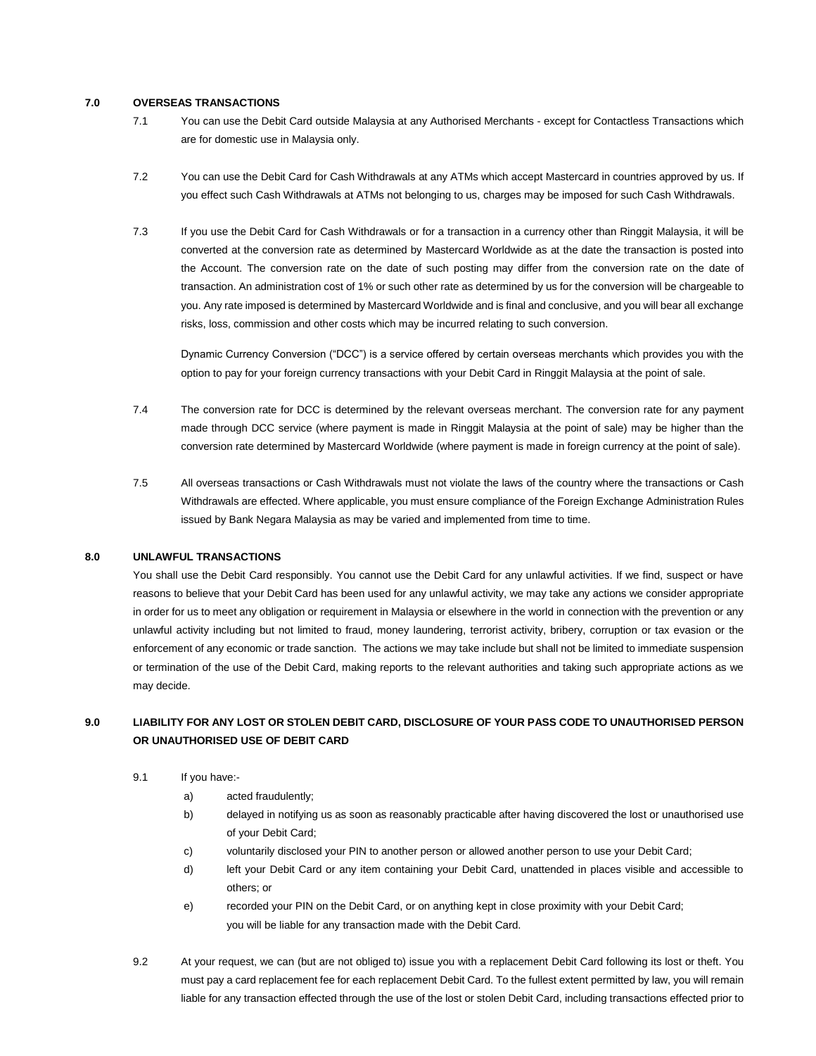## 7.0 OVERSEAS TRANSACTIONS

7.1 You can use the Debit Card outside Malaysia at any Authorised Merchants - except for Contactless Transactions which are for domestic use in Malaysia only.

7.2 You can use the Debit Card for Cash Withdrawals at any ATMs which accept Mastercard in countries approved by us. If you effect such Cash Withdrawals at ATMs not belonging to us, charges may be imposed for such Cash Withdrawals.

7.3 If you use the Debit Card for Cash Withdrawals or for a transaction in a currency other than Ringgit Malaysia, it will be converted at the conversion rate as determined by Mastercard Worldwide as at the date the transaction is posted into the Account. The conversion rate on the date of such posting may differ from the conversion rate on the date of transaction. An administration cost of 1% or such other rate as determined by us for the conversion will be chargeable to you. Any rate imposed is determined by Mastercard Worldwide and is final and conclusive, and you will bear all exchange risks, loss, commission and other costs which may be incurred relating to such conversion.

Dynamic Currency Conversion ("DCC") is a service offered by certain overseas merchants which provides you with the option to pay for your foreign currency transactions with your Debit Card in Ringgit Malaysia at the point of sale.

7.4 The conversion rate for DCC is determined by the relevant overseas merchant. The conversion rate for any payment made through DCC service (where payment is made in Ringgit Malaysia at the point of sale) may be higher than the conversion rate determined by Mastercard Worldwide (where payment is made in foreign currency at the point of sale).

7.5 All overseas transactions or Cash Withdrawals must not violate the laws of the country where the transactions or Cash Withdrawals are effected. Where applicable, you must ensure compliance of the Foreign Exchange Administration Rules issued by Bank Negara Malaysia as may be varied and implemented from time to time.

## 8.0 UNLAWFUL TRANSACTIONS

You shall use the Debit Card responsibly. You cannot use the Debit Card for any unlawful activities. If we find, suspect or have reasons to believe that your Debit Card has been used for any unlawful activity, we may take any actions we consider appropriate in order for us to meet any obligation or requirement in Malaysia or elsewhere in the world in connection with the prevention or any unlawful activity including but not limited to fraud, money laundering, terrorist activity, bribery, corruption or tax evasion or the enforcement of any economic or trade sanction. The actions we may take include but shall not be limited to immediate suspension or termination of the use of the Debit Card, making reports to the relevant authorities and taking such appropriate actions as we may decide.

## 9.0 LIABILITY FOR ANY LOST OR STOLEN DEBIT CARD, DISCLOSURE OF YOUR PASS CODE TO UNAUTHORISED PERSON OR UNAUTHORISED USE OF DEBIT CARD

9.1 If you have:-

a) acted fraudulently;

b) delayed in notifying us as soon as reasonably practicable after having discovered the lost or unauthorised use of your Debit Card;

c) voluntarily disclosed your PIN to another person or allowed another person to use your Debit Card;

d) left your Debit Card or any item containing your Debit Card, unattended in places visible and accessible to others; or

e) recorded your PIN on the Debit Card, or on anything kept in close proximity with your Debit Card;

you will be liable for any transaction made with the Debit Card.

9.2 At your request, we can (but are not obliged to) issue you with a replacement Debit Card following its lost or theft. You must pay a card replacement fee for each replacement Debit Card. To the fullest extent permitted by law, you will remain liable for any transaction effected through the use of the lost or stolen Debit Card, including transactions effected prior to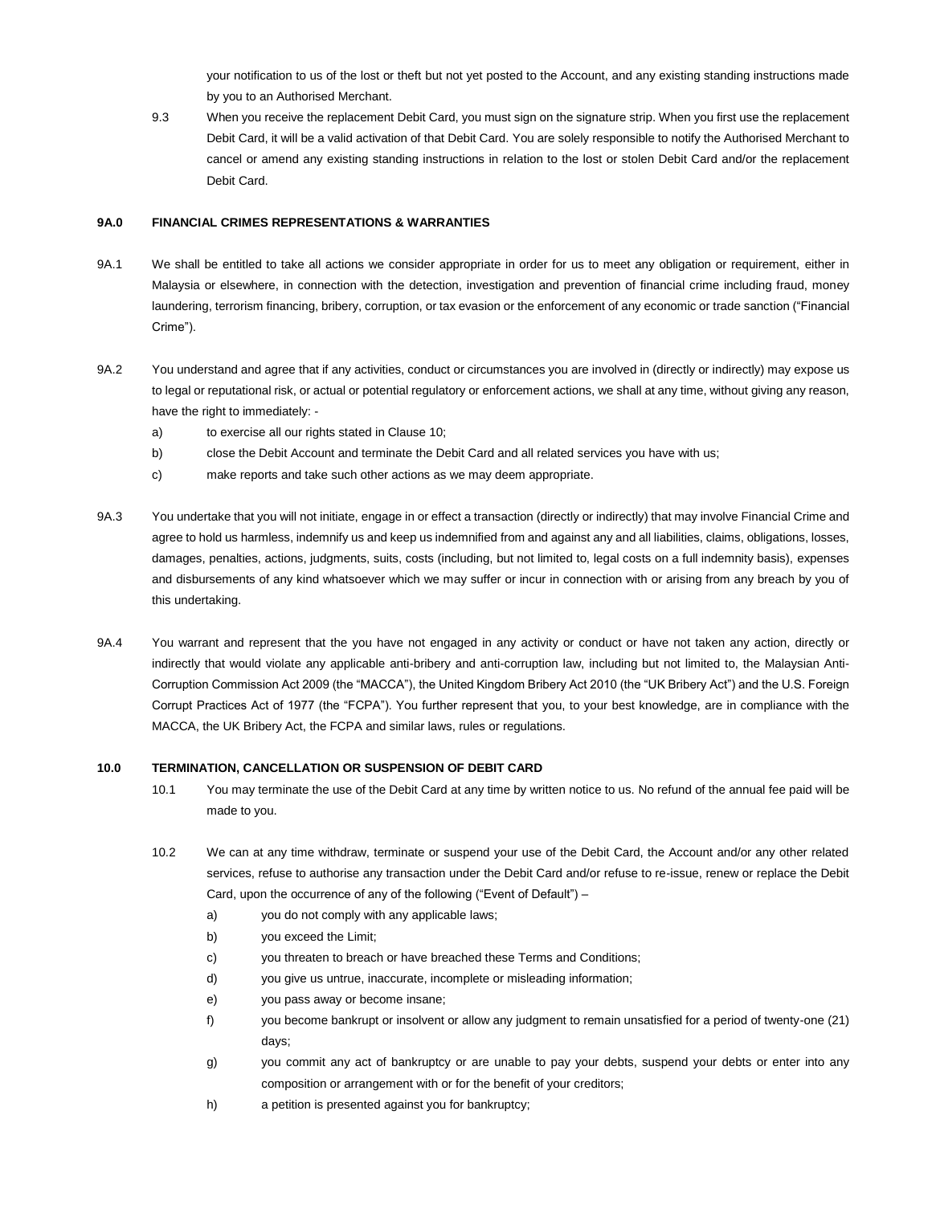your notification to us of the lost or theft but not yet posted to the Account, and any existing standing instructions made by you to an Authorised Merchant.

9.3 When you receive the replacement Debit Card, you must sign on the signature strip. When you first use the replacement Debit Card, it will be a valid activation of that Debit Card. You are solely responsible to notify the Authorised Merchant to cancel or amend any existing standing instructions in relation to the lost or stolen Debit Card and/or the replacement Debit Card.

**9A.0 FINANCIAL CRIMES REPRESENTATIONS & WARRANTIES**

9A.1 We shall be entitled to take all actions we consider appropriate in order for us to meet any obligation or requirement, either in Malaysia or elsewhere, in connection with the detection, investigation and prevention of financial crime including fraud, money laundering, terrorism financing, bribery, corruption, or tax evasion or the enforcement of any economic or trade sanction ("Financial Crime").

9A.2 You understand and agree that if any activities, conduct or circumstances you are involved in (directly or indirectly) may expose us to legal or reputational risk, or actual or potential regulatory or enforcement actions, we shall at any time, without giving any reason, have the right to immediately: -

a) to exercise all our rights stated in Clause 10;
b) close the Debit Account and terminate the Debit Card and all related services you have with us;
c) make reports and take such other actions as we may deem appropriate.

9A.3 You undertake that you will not initiate, engage in or effect a transaction (directly or indirectly) that may involve Financial Crime and agree to hold us harmless, indemnify us and keep us indemnified from and against any and all liabilities, claims, obligations, losses, damages, penalties, actions, judgments, suits, costs (including, but not limited to, legal costs on a full indemnity basis), expenses and disbursements of any kind whatsoever which we may suffer or incur in connection with or arising from any breach by you of this undertaking.

9A.4 You warrant and represent that the you have not engaged in any activity or conduct or have not taken any action, directly or indirectly that would violate any applicable anti-bribery and anti-corruption law, including but not limited to, the Malaysian Anti-Corruption Commission Act 2009 (the "MACCA"), the United Kingdom Bribery Act 2010 (the "UK Bribery Act") and the U.S. Foreign Corrupt Practices Act of 1977 (the "FCPA"). You further represent that you, to your best knowledge, are in compliance with the MACCA, the UK Bribery Act, the FCPA and similar laws, rules or regulations.

**10.0 TERMINATION, CANCELLATION OR SUSPENSION OF DEBIT CARD**

10.1 You may terminate the use of the Debit Card at any time by written notice to us. No refund of the annual fee paid will be made to you.

10.2 We can at any time withdraw, terminate or suspend your use of the Debit Card, the Account and/or any other related services, refuse to authorise any transaction under the Debit Card and/or refuse to re-issue, renew or replace the Debit Card, upon the occurrence of any of the following ("Event of Default") –

a) you do not comply with any applicable laws;
b) you exceed the Limit;
c) you threaten to breach or have breached these Terms and Conditions;
d) you give us untrue, inaccurate, incomplete or misleading information;
e) you pass away or become insane;
f) you become bankrupt or insolvent or allow any judgment to remain unsatisfied for a period of twenty-one (21) days;
g) you commit any act of bankruptcy or are unable to pay your debts, suspend your debts or enter into any composition or arrangement with or for the benefit of your creditors;
h) a petition is presented against you for bankruptcy;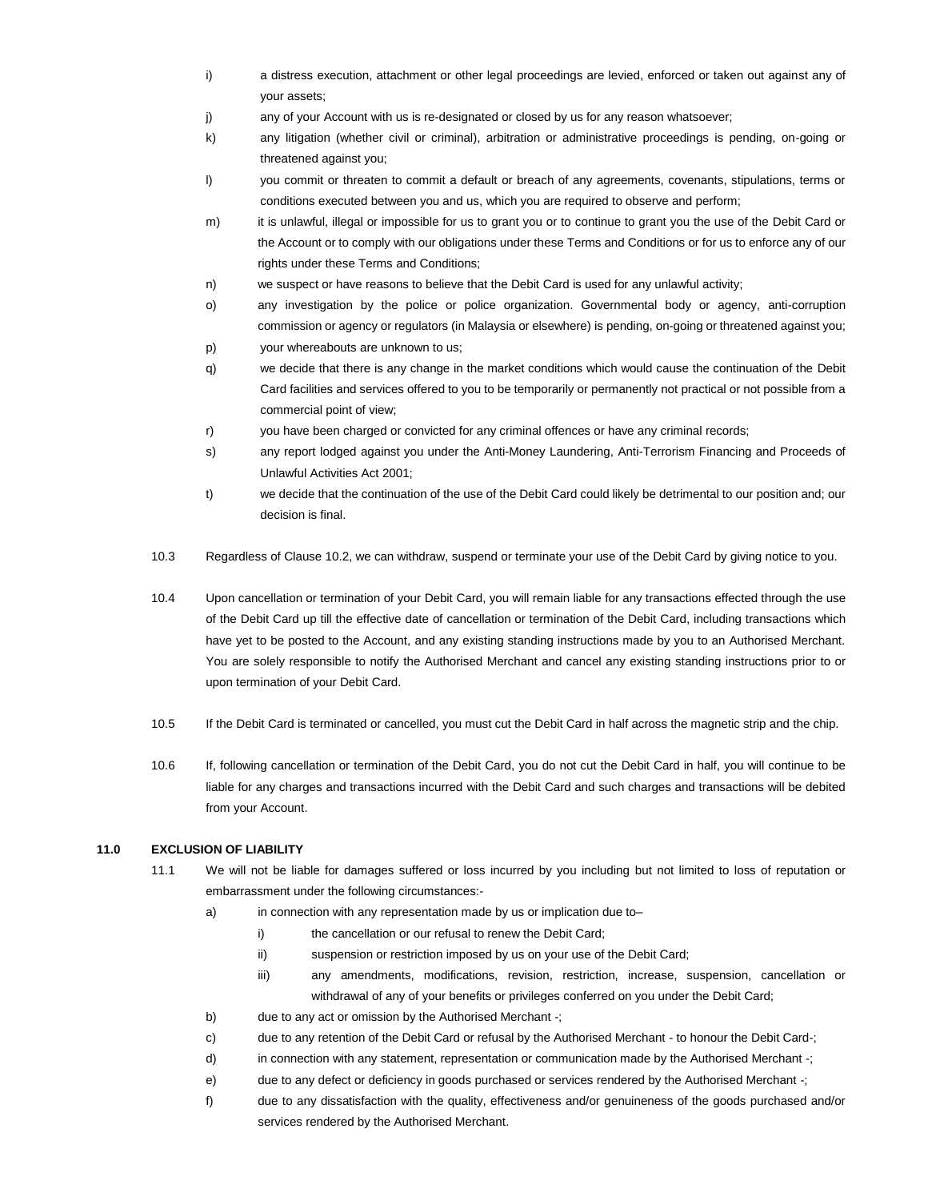i) a distress execution, attachment or other legal proceedings are levied, enforced or taken out against any of your assets;

j) any of your Account with us is re-designated or closed by us for any reason whatsoever;

k) any litigation (whether civil or criminal), arbitration or administrative proceedings is pending, on-going or threatened against you;

l) you commit or threaten to commit a default or breach of any agreements, covenants, stipulations, terms or conditions executed between you and us, which you are required to observe and perform;

m) it is unlawful, illegal or impossible for us to grant you or to continue to grant you the use of the Debit Card or the Account or to comply with our obligations under these Terms and Conditions or for us to enforce any of our rights under these Terms and Conditions;

n) we suspect or have reasons to believe that the Debit Card is used for any unlawful activity;

o) any investigation by the police or police organization. Governmental body or agency, anti-corruption commission or agency or regulators (in Malaysia or elsewhere) is pending, on-going or threatened against you;

p) your whereabouts are unknown to us;

q) we decide that there is any change in the market conditions which would cause the continuation of the Debit Card facilities and services offered to you to be temporarily or permanently not practical or not possible from a commercial point of view;

r) you have been charged or convicted for any criminal offences or have any criminal records;

s) any report lodged against you under the Anti-Money Laundering, Anti-Terrorism Financing and Proceeds of Unlawful Activities Act 2001;

t) we decide that the continuation of the use of the Debit Card could likely be detrimental to our position and; our decision is final.

10.3 Regardless of Clause 10.2, we can withdraw, suspend or terminate your use of the Debit Card by giving notice to you.

10.4 Upon cancellation or termination of your Debit Card, you will remain liable for any transactions effected through the use of the Debit Card up till the effective date of cancellation or termination of the Debit Card, including transactions which have yet to be posted to the Account, and any existing standing instructions made by you to an Authorised Merchant. You are solely responsible to notify the Authorised Merchant and cancel any existing standing instructions prior to or upon termination of your Debit Card.

10.5 If the Debit Card is terminated or cancelled, you must cut the Debit Card in half across the magnetic strip and the chip.

10.6 If, following cancellation or termination of the Debit Card, you do not cut the Debit Card in half, you will continue to be liable for any charges and transactions incurred with the Debit Card and such charges and transactions will be debited from your Account.

## 11.0 EXCLUSION OF LIABILITY

11.1 We will not be liable for damages suffered or loss incurred by you including but not limited to loss of reputation or embarrassment under the following circumstances:-

a) in connection with any representation made by us or implication due to–

i) the cancellation or our refusal to renew the Debit Card;

ii) suspension or restriction imposed by us on your use of the Debit Card;

iii) any amendments, modifications, revision, restriction, increase, suspension, cancellation or withdrawal of any of your benefits or privileges conferred on you under the Debit Card;

b) due to any act or omission by the Authorised Merchant -;

c) due to any retention of the Debit Card or refusal by the Authorised Merchant - to honour the Debit Card-;

d) in connection with any statement, representation or communication made by the Authorised Merchant -;

e) due to any defect or deficiency in goods purchased or services rendered by the Authorised Merchant -;

f) due to any dissatisfaction with the quality, effectiveness and/or genuineness of the goods purchased and/or services rendered by the Authorised Merchant.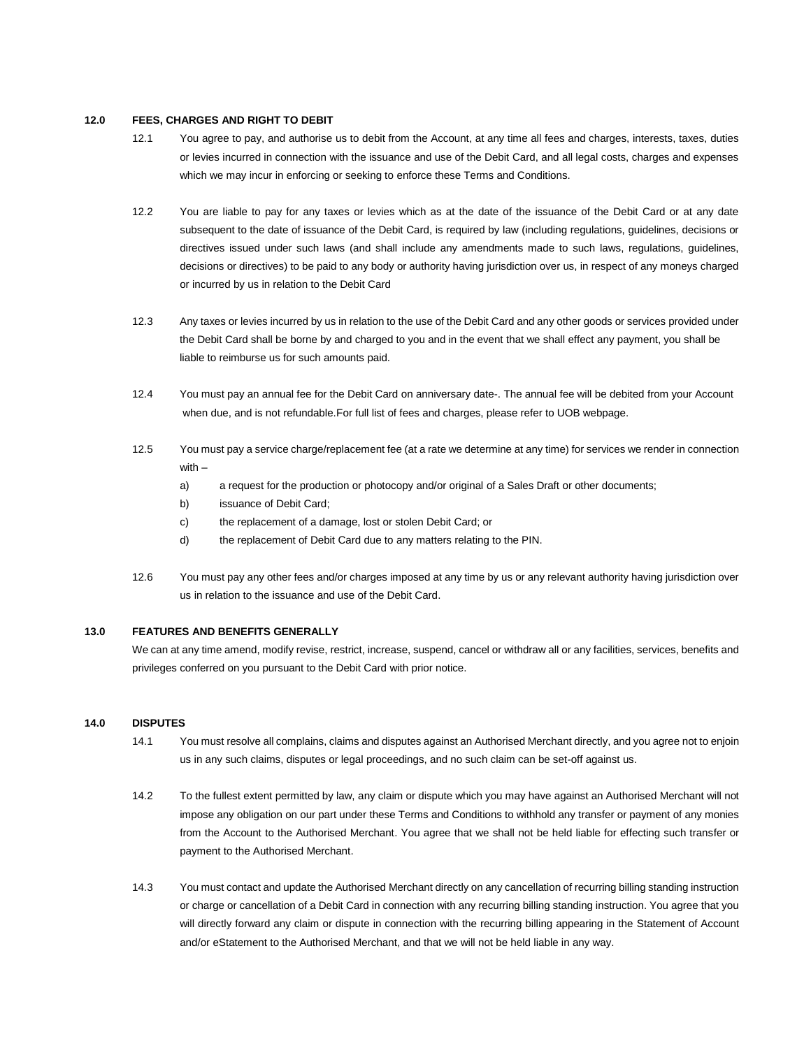## 12.0 FEES, CHARGES AND RIGHT TO DEBIT

12.1 You agree to pay, and authorise us to debit from the Account, at any time all fees and charges, interests, taxes, duties or levies incurred in connection with the issuance and use of the Debit Card, and all legal costs, charges and expenses which we may incur in enforcing or seeking to enforce these Terms and Conditions.

12.2 You are liable to pay for any taxes or levies which as at the date of the issuance of the Debit Card or at any date subsequent to the date of issuance of the Debit Card, is required by law (including regulations, guidelines, decisions or directives issued under such laws (and shall include any amendments made to such laws, regulations, guidelines, decisions or directives) to be paid to any body or authority having jurisdiction over us, in respect of any moneys charged or incurred by us in relation to the Debit Card

12.3 Any taxes or levies incurred by us in relation to the use of the Debit Card and any other goods or services provided under the Debit Card shall be borne by and charged to you and in the event that we shall effect any payment, you shall be liable to reimburse us for such amounts paid.

12.4 You must pay an annual fee for the Debit Card on anniversary date-. The annual fee will be debited from your Account when due, and is not refundable.For full list of fees and charges, please refer to UOB webpage.

12.5 You must pay a service charge/replacement fee (at a rate we determine at any time) for services we render in connection with –

a) a request for the production or photocopy and/or original of a Sales Draft or other documents;

b) issuance of Debit Card;

c) the replacement of a damage, lost or stolen Debit Card; or

d) the replacement of Debit Card due to any matters relating to the PIN.

12.6 You must pay any other fees and/or charges imposed at any time by us or any relevant authority having jurisdiction over us in relation to the issuance and use of the Debit Card.

## 13.0 FEATURES AND BENEFITS GENERALLY

We can at any time amend, modify revise, restrict, increase, suspend, cancel or withdraw all or any facilities, services, benefits and privileges conferred on you pursuant to the Debit Card with prior notice.

## 14.0 DISPUTES

14.1 You must resolve all complains, claims and disputes against an Authorised Merchant directly, and you agree not to enjoin us in any such claims, disputes or legal proceedings, and no such claim can be set-off against us.

14.2 To the fullest extent permitted by law, any claim or dispute which you may have against an Authorised Merchant will not impose any obligation on our part under these Terms and Conditions to withhold any transfer or payment of any monies from the Account to the Authorised Merchant. You agree that we shall not be held liable for effecting such transfer or payment to the Authorised Merchant.

14.3 You must contact and update the Authorised Merchant directly on any cancellation of recurring billing standing instruction or charge or cancellation of a Debit Card in connection with any recurring billing standing instruction. You agree that you will directly forward any claim or dispute in connection with the recurring billing appearing in the Statement of Account and/or eStatement to the Authorised Merchant, and that we will not be held liable in any way.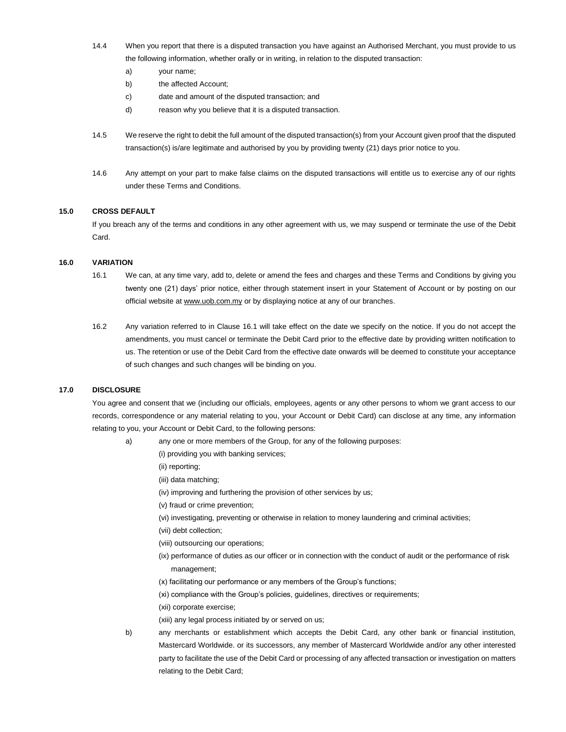14.4 When you report that there is a disputed transaction you have against an Authorised Merchant, you must provide to us the following information, whether orally or in writing, in relation to the disputed transaction:

a) your name;

b) the affected Account;

c) date and amount of the disputed transaction; and

d) reason why you believe that it is a disputed transaction.

14.5 We reserve the right to debit the full amount of the disputed transaction(s) from your Account given proof that the disputed transaction(s) is/are legitimate and authorised by you by providing twenty (21) days prior notice to you.

14.6 Any attempt on your part to make false claims on the disputed transactions will entitle us to exercise any of our rights under these Terms and Conditions.

**15.0 CROSS DEFAULT**

If you breach any of the terms and conditions in any other agreement with us, we may suspend or terminate the use of the Debit Card.

**16.0 VARIATION**

16.1 We can, at any time vary, add to, delete or amend the fees and charges and these Terms and Conditions by giving you twenty one (21) days' prior notice, either through statement insert in your Statement of Account or by posting on our official website at www.uob.com.my or by displaying notice at any of our branches.

16.2 Any variation referred to in Clause 16.1 will take effect on the date we specify on the notice. If you do not accept the amendments, you must cancel or terminate the Debit Card prior to the effective date by providing written notification to us. The retention or use of the Debit Card from the effective date onwards will be deemed to constitute your acceptance of such changes and such changes will be binding on you.

**17.0 DISCLOSURE**

You agree and consent that we (including our officials, employees, agents or any other persons to whom we grant access to our records, correspondence or any material relating to you, your Account or Debit Card) can disclose at any time, any information relating to you, your Account or Debit Card, to the following persons:

a) any one or more members of the Group, for any of the following purposes:

(i) providing you with banking services;

(ii) reporting;

(iii) data matching;

(iv) improving and furthering the provision of other services by us;

(v) fraud or crime prevention;

(vi) investigating, preventing or otherwise in relation to money laundering and criminal activities;

(vii) debt collection;

(viii) outsourcing our operations;

(ix) performance of duties as our officer or in connection with the conduct of audit or the performance of risk management;

(x) facilitating our performance or any members of the Group's functions;

(xi) compliance with the Group's policies, guidelines, directives or requirements;

(xii) corporate exercise;

(xiii) any legal process initiated by or served on us;

b) any merchants or establishment which accepts the Debit Card, any other bank or financial institution, Mastercard Worldwide. or its successors, any member of Mastercard Worldwide and/or any other interested party to facilitate the use of the Debit Card or processing of any affected transaction or investigation on matters relating to the Debit Card;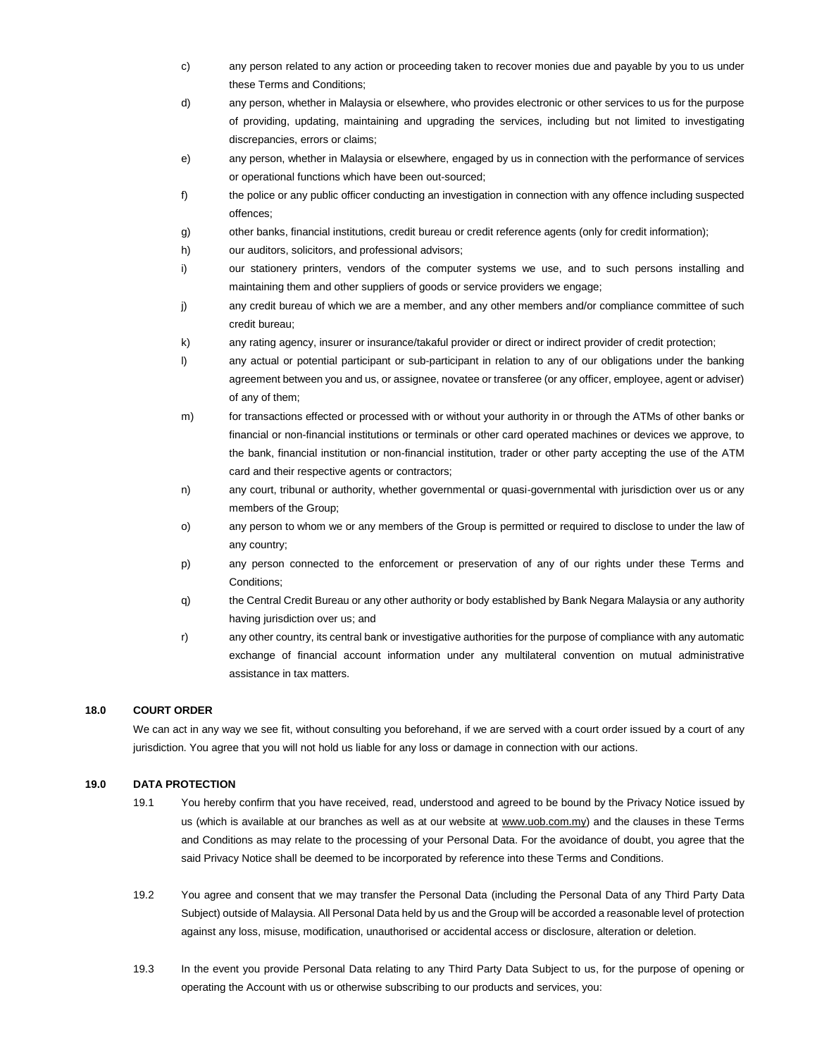c) any person related to any action or proceeding taken to recover monies due and payable by you to us under these Terms and Conditions;

d) any person, whether in Malaysia or elsewhere, who provides electronic or other services to us for the purpose of providing, updating, maintaining and upgrading the services, including but not limited to investigating discrepancies, errors or claims;

e) any person, whether in Malaysia or elsewhere, engaged by us in connection with the performance of services or operational functions which have been out-sourced;

f) the police or any public officer conducting an investigation in connection with any offence including suspected offences;

g) other banks, financial institutions, credit bureau or credit reference agents (only for credit information);

h) our auditors, solicitors, and professional advisors;

i) our stationery printers, vendors of the computer systems we use, and to such persons installing and maintaining them and other suppliers of goods or service providers we engage;

j) any credit bureau of which we are a member, and any other members and/or compliance committee of such credit bureau;

k) any rating agency, insurer or insurance/takaful provider or direct or indirect provider of credit protection;

l) any actual or potential participant or sub-participant in relation to any of our obligations under the banking agreement between you and us, or assignee, novatee or transferee (or any officer, employee, agent or adviser) of any of them;

m) for transactions effected or processed with or without your authority in or through the ATMs of other banks or financial or non-financial institutions or terminals or other card operated machines or devices we approve, to the bank, financial institution or non-financial institution, trader or other party accepting the use of the ATM card and their respective agents or contractors;

n) any court, tribunal or authority, whether governmental or quasi-governmental with jurisdiction over us or any members of the Group;

o) any person to whom we or any members of the Group is permitted or required to disclose to under the law of any country;

p) any person connected to the enforcement or preservation of any of our rights under these Terms and Conditions;

q) the Central Credit Bureau or any other authority or body established by Bank Negara Malaysia or any authority having jurisdiction over us; and

r) any other country, its central bank or investigative authorities for the purpose of compliance with any automatic exchange of financial account information under any multilateral convention on mutual administrative assistance in tax matters.

## 18.0 COURT ORDER

We can act in any way we see fit, without consulting you beforehand, if we are served with a court order issued by a court of any jurisdiction. You agree that you will not hold us liable for any loss or damage in connection with our actions.

## 19.0 DATA PROTECTION

19.1 You hereby confirm that you have received, read, understood and agreed to be bound by the Privacy Notice issued by us (which is available at our branches as well as at our website at www.uob.com.my) and the clauses in these Terms and Conditions as may relate to the processing of your Personal Data. For the avoidance of doubt, you agree that the said Privacy Notice shall be deemed to be incorporated by reference into these Terms and Conditions.

19.2 You agree and consent that we may transfer the Personal Data (including the Personal Data of any Third Party Data Subject) outside of Malaysia. All Personal Data held by us and the Group will be accorded a reasonable level of protection against any loss, misuse, modification, unauthorised or accidental access or disclosure, alteration or deletion.

19.3 In the event you provide Personal Data relating to any Third Party Data Subject to us, for the purpose of opening or operating the Account with us or otherwise subscribing to our products and services, you: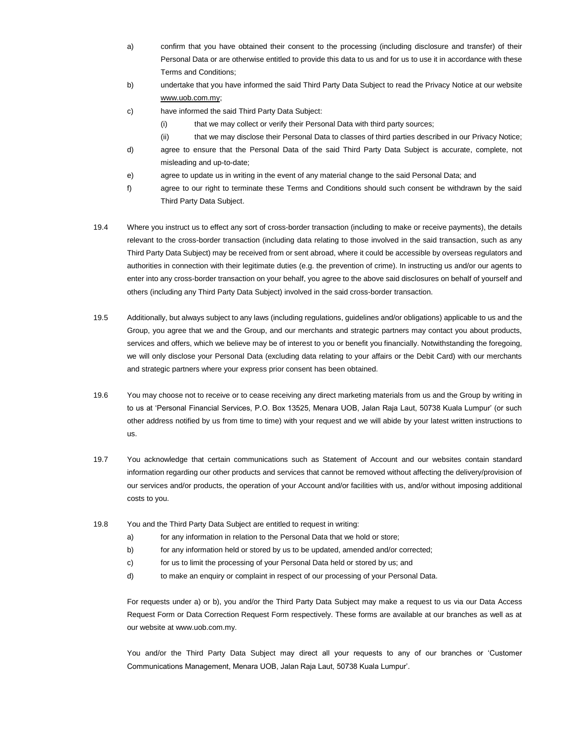a) confirm that you have obtained their consent to the processing (including disclosure and transfer) of their Personal Data or are otherwise entitled to provide this data to us and for us to use it in accordance with these Terms and Conditions;

b) undertake that you have informed the said Third Party Data Subject to read the Privacy Notice at our website www.uob.com.my;

c) have informed the said Third Party Data Subject:

   (i) that we may collect or verify their Personal Data with third party sources;

   (ii) that we may disclose their Personal Data to classes of third parties described in our Privacy Notice;

d) agree to ensure that the Personal Data of the said Third Party Data Subject is accurate, complete, not misleading and up-to-date;

e) agree to update us in writing in the event of any material change to the said Personal Data; and

f) agree to our right to terminate these Terms and Conditions should such consent be withdrawn by the said Third Party Data Subject.

19.4 Where you instruct us to effect any sort of cross-border transaction (including to make or receive payments), the details relevant to the cross-border transaction (including data relating to those involved in the said transaction, such as any Third Party Data Subject) may be received from or sent abroad, where it could be accessible by overseas regulators and authorities in connection with their legitimate duties (e.g. the prevention of crime). In instructing us and/or our agents to enter into any cross-border transaction on your behalf, you agree to the above said disclosures on behalf of yourself and others (including any Third Party Data Subject) involved in the said cross-border transaction.

19.5 Additionally, but always subject to any laws (including regulations, guidelines and/or obligations) applicable to us and the Group, you agree that we and the Group, and our merchants and strategic partners may contact you about products, services and offers, which we believe may be of interest to you or benefit you financially. Notwithstanding the foregoing, we will only disclose your Personal Data (excluding data relating to your affairs or the Debit Card) with our merchants and strategic partners where your express prior consent has been obtained.

19.6 You may choose not to receive or to cease receiving any direct marketing materials from us and the Group by writing in to us at 'Personal Financial Services, P.O. Box 13525, Menara UOB, Jalan Raja Laut, 50738 Kuala Lumpur' (or such other address notified by us from time to time) with your request and we will abide by your latest written instructions to us.

19.7 You acknowledge that certain communications such as Statement of Account and our websites contain standard information regarding our other products and services that cannot be removed without affecting the delivery/provision of our services and/or products, the operation of your Account and/or facilities with us, and/or without imposing additional costs to you.

19.8 You and the Third Party Data Subject are entitled to request in writing:

a) for any information in relation to the Personal Data that we hold or store;

b) for any information held or stored by us to be updated, amended and/or corrected;

c) for us to limit the processing of your Personal Data held or stored by us; and

d) to make an enquiry or complaint in respect of our processing of your Personal Data.

For requests under a) or b), you and/or the Third Party Data Subject may make a request to us via our Data Access Request Form or Data Correction Request Form respectively. These forms are available at our branches as well as at our website at www.uob.com.my.

You and/or the Third Party Data Subject may direct all your requests to any of our branches or 'Customer Communications Management, Menara UOB, Jalan Raja Laut, 50738 Kuala Lumpur'.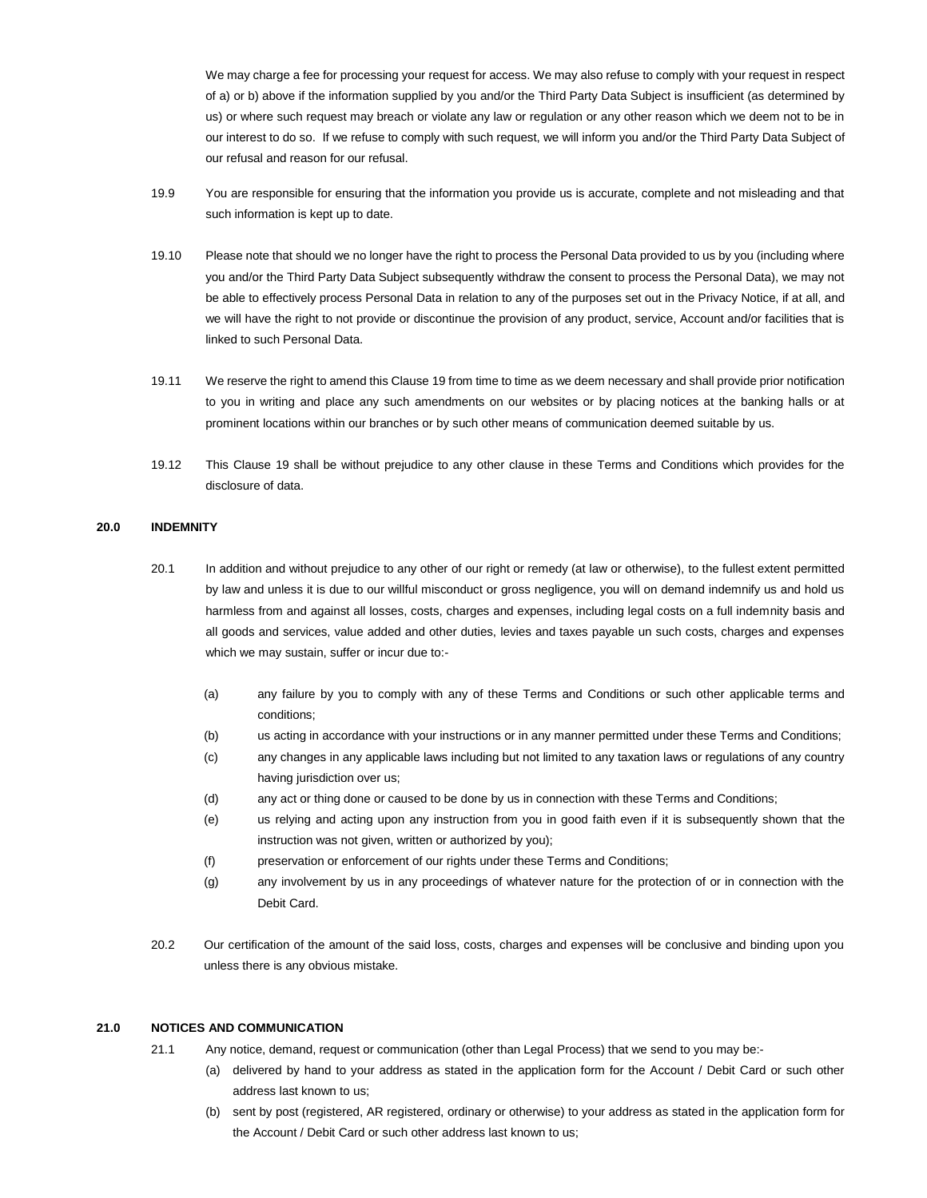We may charge a fee for processing your request for access. We may also refuse to comply with your request in respect of a) or b) above if the information supplied by you and/or the Third Party Data Subject is insufficient (as determined by us) or where such request may breach or violate any law or regulation or any other reason which we deem not to be in our interest to do so. If we refuse to comply with such request, we will inform you and/or the Third Party Data Subject of our refusal and reason for our refusal.

19.9 You are responsible for ensuring that the information you provide us is accurate, complete and not misleading and that such information is kept up to date.

19.10 Please note that should we no longer have the right to process the Personal Data provided to us by you (including where you and/or the Third Party Data Subject subsequently withdraw the consent to process the Personal Data), we may not be able to effectively process Personal Data in relation to any of the purposes set out in the Privacy Notice, if at all, and we will have the right to not provide or discontinue the provision of any product, service, Account and/or facilities that is linked to such Personal Data.

19.11 We reserve the right to amend this Clause 19 from time to time as we deem necessary and shall provide prior notification to you in writing and place any such amendments on our websites or by placing notices at the banking halls or at prominent locations within our branches or by such other means of communication deemed suitable by us.

19.12 This Clause 19 shall be without prejudice to any other clause in these Terms and Conditions which provides for the disclosure of data.

## 20.0 INDEMNITY

20.1 In addition and without prejudice to any other of our right or remedy (at law or otherwise), to the fullest extent permitted by law and unless it is due to our willful misconduct or gross negligence, you will on demand indemnify us and hold us harmless from and against all losses, costs, charges and expenses, including legal costs on a full indemnity basis and all goods and services, value added and other duties, levies and taxes payable un such costs, charges and expenses which we may sustain, suffer or incur due to:-

(a) any failure by you to comply with any of these Terms and Conditions or such other applicable terms and conditions;

(b) us acting in accordance with your instructions or in any manner permitted under these Terms and Conditions;

(c) any changes in any applicable laws including but not limited to any taxation laws or regulations of any country having jurisdiction over us;

(d) any act or thing done or caused to be done by us in connection with these Terms and Conditions;

(e) us relying and acting upon any instruction from you in good faith even if it is subsequently shown that the instruction was not given, written or authorized by you);

(f) preservation or enforcement of our rights under these Terms and Conditions;

(g) any involvement by us in any proceedings of whatever nature for the protection of or in connection with the Debit Card.

20.2 Our certification of the amount of the said loss, costs, charges and expenses will be conclusive and binding upon you unless there is any obvious mistake.

## 21.0 NOTICES AND COMMUNICATION

21.1 Any notice, demand, request or communication (other than Legal Process) that we send to you may be:-

(a) delivered by hand to your address as stated in the application form for the Account / Debit Card or such other address last known to us;

(b) sent by post (registered, AR registered, ordinary or otherwise) to your address as stated in the application form for the Account / Debit Card or such other address last known to us;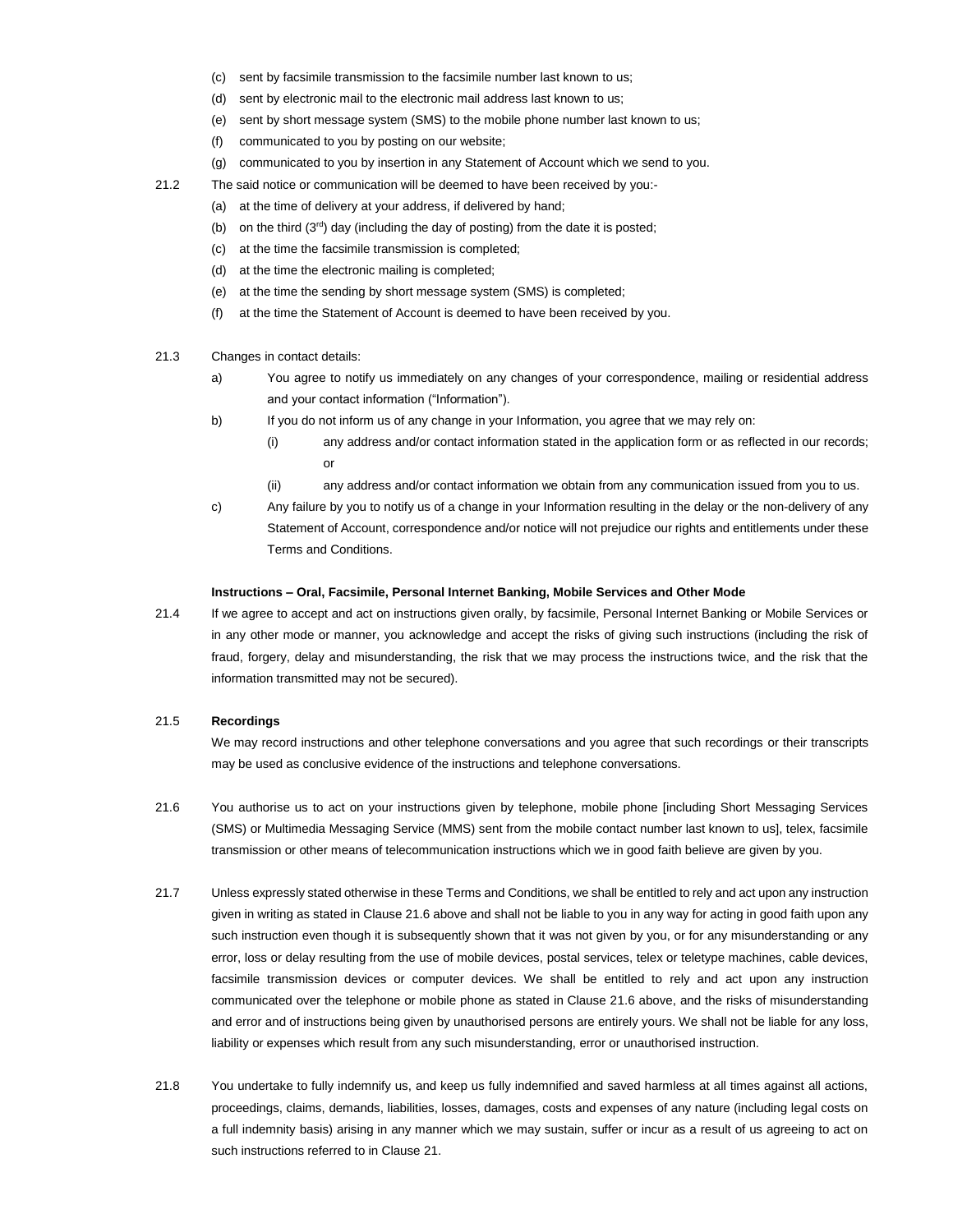(c) sent by facsimile transmission to the facsimile number last known to us;

(d) sent by electronic mail to the electronic mail address last known to us;

(e) sent by short message system (SMS) to the mobile phone number last known to us;

(f) communicated to you by posting on our website;

(g) communicated to you by insertion in any Statement of Account which we send to you.

21.2 The said notice or communication will be deemed to have been received by you:-

(a) at the time of delivery at your address, if delivered by hand;

(b) on the third (3rd) day (including the day of posting) from the date it is posted;

(c) at the time the facsimile transmission is completed;

(d) at the time the electronic mailing is completed;

(e) at the time the sending by short message system (SMS) is completed;

(f) at the time the Statement of Account is deemed to have been received by you.

21.3 Changes in contact details:

a) You agree to notify us immediately on any changes of your correspondence, mailing or residential address and your contact information ("Information").

b) If you do not inform us of any change in your Information, you agree that we may rely on:

(i) any address and/or contact information stated in the application form or as reflected in our records; or

(ii) any address and/or contact information we obtain from any communication issued from you to us.

c) Any failure by you to notify us of a change in your Information resulting in the delay or the non-delivery of any Statement of Account, correspondence and/or notice will not prejudice our rights and entitlements under these Terms and Conditions.

**Instructions – Oral, Facsimile, Personal Internet Banking, Mobile Services and Other Mode**

21.4 If we agree to accept and act on instructions given orally, by facsimile, Personal Internet Banking or Mobile Services or in any other mode or manner, you acknowledge and accept the risks of giving such instructions (including the risk of fraud, forgery, delay and misunderstanding, the risk that we may process the instructions twice, and the risk that the information transmitted may not be secured).

21.5 **Recordings**

We may record instructions and other telephone conversations and you agree that such recordings or their transcripts may be used as conclusive evidence of the instructions and telephone conversations.

21.6 You authorise us to act on your instructions given by telephone, mobile phone [including Short Messaging Services (SMS) or Multimedia Messaging Service (MMS) sent from the mobile contact number last known to us], telex, facsimile transmission or other means of telecommunication instructions which we in good faith believe are given by you.

21.7 Unless expressly stated otherwise in these Terms and Conditions, we shall be entitled to rely and act upon any instruction given in writing as stated in Clause 21.6 above and shall not be liable to you in any way for acting in good faith upon any such instruction even though it is subsequently shown that it was not given by you, or for any misunderstanding or any error, loss or delay resulting from the use of mobile devices, postal services, telex or teletype machines, cable devices, facsimile transmission devices or computer devices. We shall be entitled to rely and act upon any instruction communicated over the telephone or mobile phone as stated in Clause 21.6 above, and the risks of misunderstanding and error and of instructions being given by unauthorised persons are entirely yours. We shall not be liable for any loss, liability or expenses which result from any such misunderstanding, error or unauthorised instruction.

21.8 You undertake to fully indemnify us, and keep us fully indemnified and saved harmless at all times against all actions, proceedings, claims, demands, liabilities, losses, damages, costs and expenses of any nature (including legal costs on a full indemnity basis) arising in any manner which we may sustain, suffer or incur as a result of us agreeing to act on such instructions referred to in Clause 21.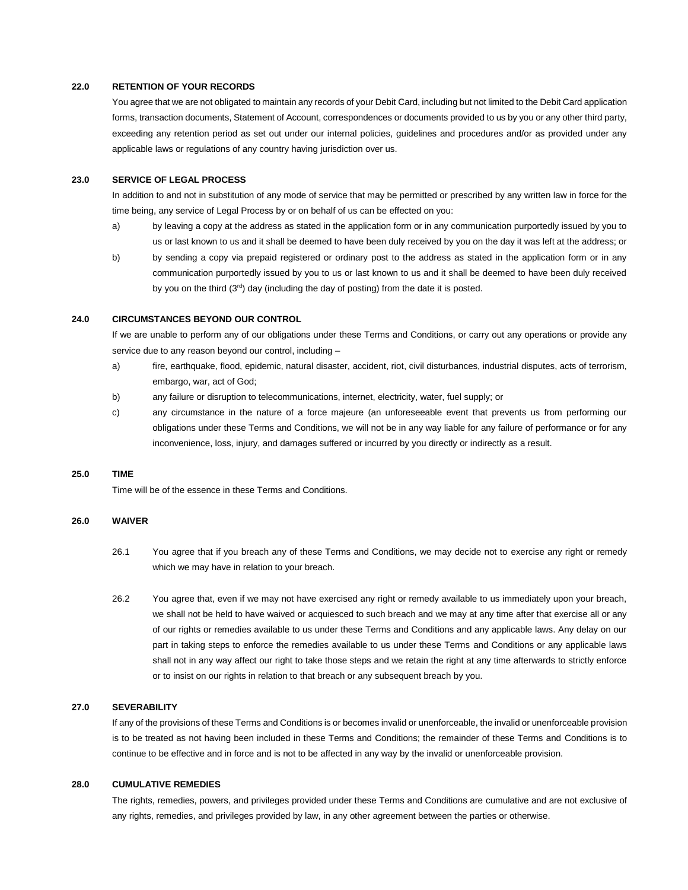**22.0 RETENTION OF YOUR RECORDS**

You agree that we are not obligated to maintain any records of your Debit Card, including but not limited to the Debit Card application forms, transaction documents, Statement of Account, correspondences or documents provided to us by you or any other third party, exceeding any retention period as set out under our internal policies, guidelines and procedures and/or as provided under any applicable laws or regulations of any country having jurisdiction over us.

**23.0 SERVICE OF LEGAL PROCESS**

In addition to and not in substitution of any mode of service that may be permitted or prescribed by any written law in force for the time being, any service of Legal Process by or on behalf of us can be effected on you:

a) by leaving a copy at the address as stated in the application form or in any communication purportedly issued by you to us or last known to us and it shall be deemed to have been duly received by you on the day it was left at the address; or

b) by sending a copy via prepaid registered or ordinary post to the address as stated in the application form or in any communication purportedly issued by you to us or last known to us and it shall be deemed to have been duly received by you on the third (3rd) day (including the day of posting) from the date it is posted.

**24.0 CIRCUMSTANCES BEYOND OUR CONTROL**

If we are unable to perform any of our obligations under these Terms and Conditions, or carry out any operations or provide any service due to any reason beyond our control, including –

a) fire, earthquake, flood, epidemic, natural disaster, accident, riot, civil disturbances, industrial disputes, acts of terrorism, embargo, war, act of God;

b) any failure or disruption to telecommunications, internet, electricity, water, fuel supply; or

c) any circumstance in the nature of a force majeure (an unforeseeable event that prevents us from performing our obligations under these Terms and Conditions, we will not be in any way liable for any failure of performance or for any inconvenience, loss, injury, and damages suffered or incurred by you directly or indirectly as a result.

**25.0 TIME**

Time will be of the essence in these Terms and Conditions.

**26.0 WAIVER**

26.1 You agree that if you breach any of these Terms and Conditions, we may decide not to exercise any right or remedy which we may have in relation to your breach.

26.2 You agree that, even if we may not have exercised any right or remedy available to us immediately upon your breach, we shall not be held to have waived or acquiesced to such breach and we may at any time after that exercise all or any of our rights or remedies available to us under these Terms and Conditions and any applicable laws. Any delay on our part in taking steps to enforce the remedies available to us under these Terms and Conditions or any applicable laws shall not in any way affect our right to take those steps and we retain the right at any time afterwards to strictly enforce or to insist on our rights in relation to that breach or any subsequent breach by you.

**27.0 SEVERABILITY**

If any of the provisions of these Terms and Conditions is or becomes invalid or unenforceable, the invalid or unenforceable provision is to be treated as not having been included in these Terms and Conditions; the remainder of these Terms and Conditions is to continue to be effective and in force and is not to be affected in any way by the invalid or unenforceable provision.

**28.0 CUMULATIVE REMEDIES**

The rights, remedies, powers, and privileges provided under these Terms and Conditions are cumulative and are not exclusive of any rights, remedies, and privileges provided by law, in any other agreement between the parties or otherwise.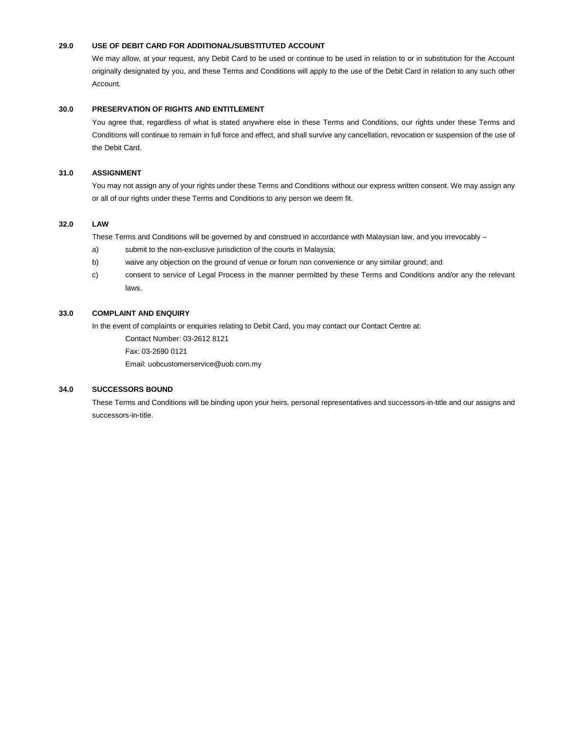**29.0 USE OF DEBIT CARD FOR ADDITIONAL/SUBSTITUTED ACCOUNT**

We may allow, at your request, any Debit Card to be used or continue to be used in relation to or in substitution for the Account originally designated by you, and these Terms and Conditions will apply to the use of the Debit Card in relation to any such other Account.

**30.0 PRESERVATION OF RIGHTS AND ENTITLEMENT**

You agree that, regardless of what is stated anywhere else in these Terms and Conditions, our rights under these Terms and Conditions will continue to remain in full force and effect, and shall survive any cancellation, revocation or suspension of the use of the Debit Card.

**31.0 ASSIGNMENT**

You may not assign any of your rights under these Terms and Conditions without our express written consent. We may assign any or all of our rights under these Terms and Conditions to any person we deem fit.

**32.0 LAW**

These Terms and Conditions will be governed by and construed in accordance with Malaysian law, and you irrevocably –

a) submit to the non-exclusive jurisdiction of the courts in Malaysia;

b) waive any objection on the ground of venue or forum non convenience or any similar ground; and

c) consent to service of Legal Process in the manner permitted by these Terms and Conditions and/or any the relevant laws.

**33.0 COMPLAINT AND ENQUIRY**

In the event of complaints or enquiries relating to Debit Card, you may contact our Contact Centre at:

Contact Number: 03-2612 8121
Fax: 03-2690 0121
Email: uobcustomerservice@uob.com.my

**34.0 SUCCESSORS BOUND**

These Terms and Conditions will be binding upon your heirs, personal representatives and successors-in-title and our assigns and successors-in-title.